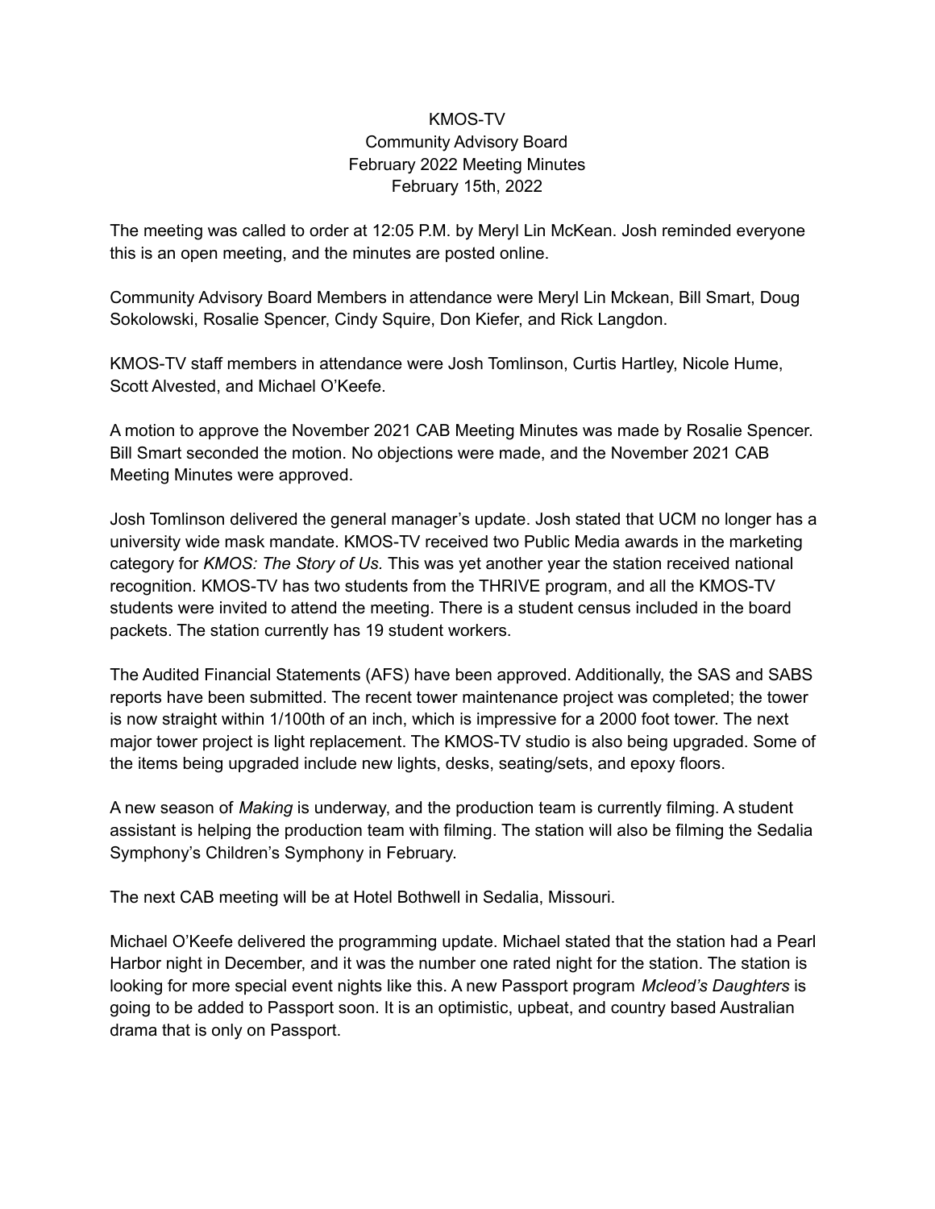KMOS-TV
Community Advisory Board
February 2022 Meeting Minutes
February 15th, 2022

The meeting was called to order at 12:05 P.M. by Meryl Lin McKean. Josh reminded everyone this is an open meeting, and the minutes are posted online.

Community Advisory Board Members in attendance were Meryl Lin Mckean, Bill Smart, Doug Sokolowski, Rosalie Spencer, Cindy Squire, Don Kiefer, and Rick Langdon.

KMOS-TV staff members in attendance were Josh Tomlinson, Curtis Hartley, Nicole Hume, Scott Alvested, and Michael O'Keefe.

A motion to approve the November 2021 CAB Meeting Minutes was made by Rosalie Spencer. Bill Smart seconded the motion. No objections were made, and the November 2021 CAB Meeting Minutes were approved.

Josh Tomlinson delivered the general manager's update. Josh stated that UCM no longer has a university wide mask mandate. KMOS-TV received two Public Media awards in the marketing category for *KMOS: The Story of Us*. This was yet another year the station received national recognition. KMOS-TV has two students from the THRIVE program, and all the KMOS-TV students were invited to attend the meeting. There is a student census included in the board packets. The station currently has 19 student workers.

The Audited Financial Statements (AFS) have been approved. Additionally, the SAS and SABS reports have been submitted. The recent tower maintenance project was completed; the tower is now straight within 1/100th of an inch, which is impressive for a 2000 foot tower. The next major tower project is light replacement. The KMOS-TV studio is also being upgraded. Some of the items being upgraded include new lights, desks, seating/sets, and epoxy floors.

A new season of *Making* is underway, and the production team is currently filming. A student assistant is helping the production team with filming. The station will also be filming the Sedalia Symphony's Children's Symphony in February.

The next CAB meeting will be at Hotel Bothwell in Sedalia, Missouri.

Michael O'Keefe delivered the programming update. Michael stated that the station had a Pearl Harbor night in December, and it was the number one rated night for the station. The station is looking for more special event nights like this. A new Passport program *Mcleod's Daughters* is going to be added to Passport soon. It is an optimistic, upbeat, and country based Australian drama that is only on Passport.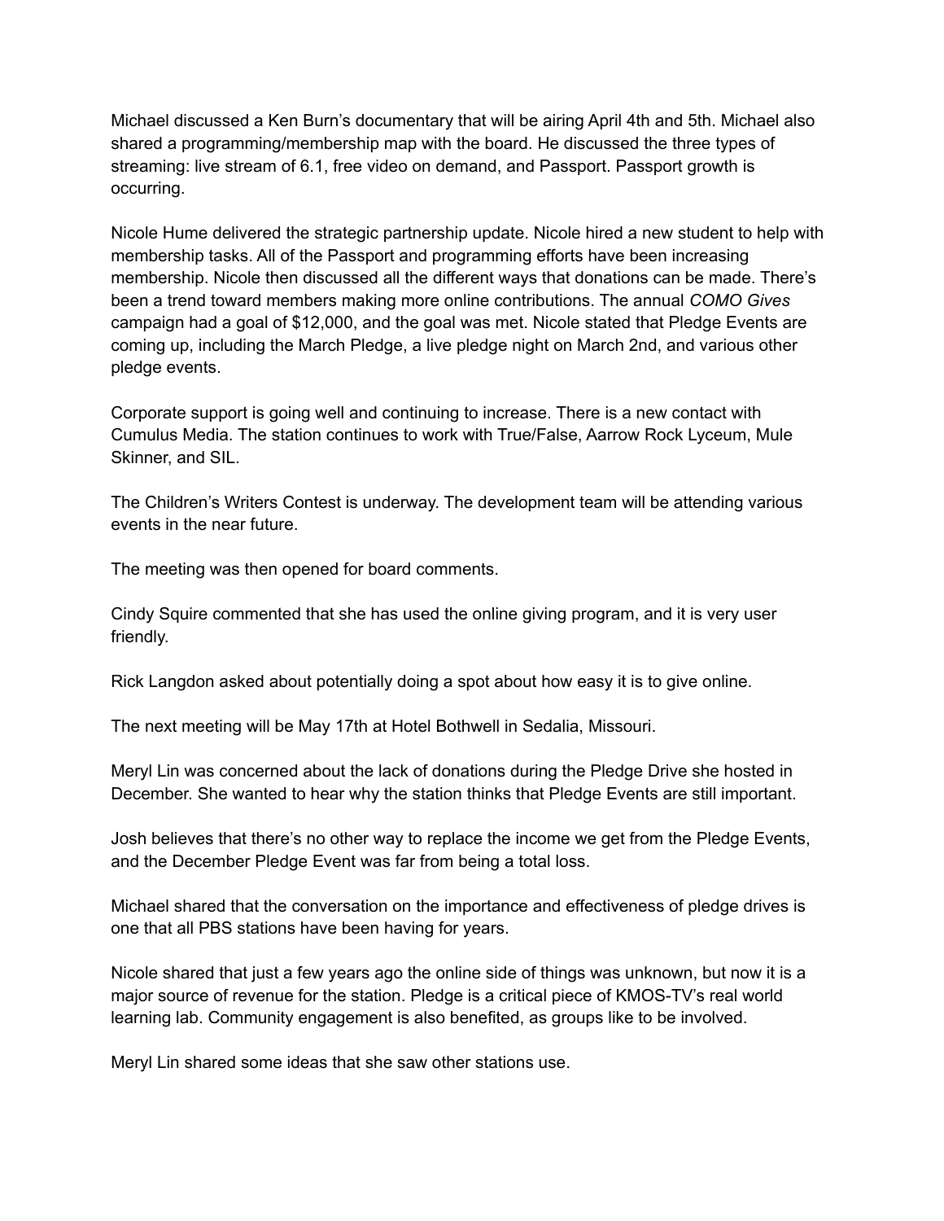Michael discussed a Ken Burn's documentary that will be airing April 4th and 5th. Michael also shared a programming/membership map with the board. He discussed the three types of streaming: live stream of 6.1, free video on demand, and Passport. Passport growth is occurring.

Nicole Hume delivered the strategic partnership update. Nicole hired a new student to help with membership tasks. All of the Passport and programming efforts have been increasing membership. Nicole then discussed all the different ways that donations can be made. There's been a trend toward members making more online contributions. The annual *COMO Gives* campaign had a goal of $12,000, and the goal was met. Nicole stated that Pledge Events are coming up, including the March Pledge, a live pledge night on March 2nd, and various other pledge events.

Corporate support is going well and continuing to increase. There is a new contact with Cumulus Media. The station continues to work with True/False, Aarrow Rock Lyceum, Mule Skinner, and SIL.

The Children's Writers Contest is underway. The development team will be attending various events in the near future.

The meeting was then opened for board comments.

Cindy Squire commented that she has used the online giving program, and it is very user friendly.

Rick Langdon asked about potentially doing a spot about how easy it is to give online.

The next meeting will be May 17th at Hotel Bothwell in Sedalia, Missouri.

Meryl Lin was concerned about the lack of donations during the Pledge Drive she hosted in December. She wanted to hear why the station thinks that Pledge Events are still important.

Josh believes that there's no other way to replace the income we get from the Pledge Events, and the December Pledge Event was far from being a total loss.

Michael shared that the conversation on the importance and effectiveness of pledge drives is one that all PBS stations have been having for years.

Nicole shared that just a few years ago the online side of things was unknown, but now it is a major source of revenue for the station. Pledge is a critical piece of KMOS-TV's real world learning lab. Community engagement is also benefited, as groups like to be involved.

Meryl Lin shared some ideas that she saw other stations use.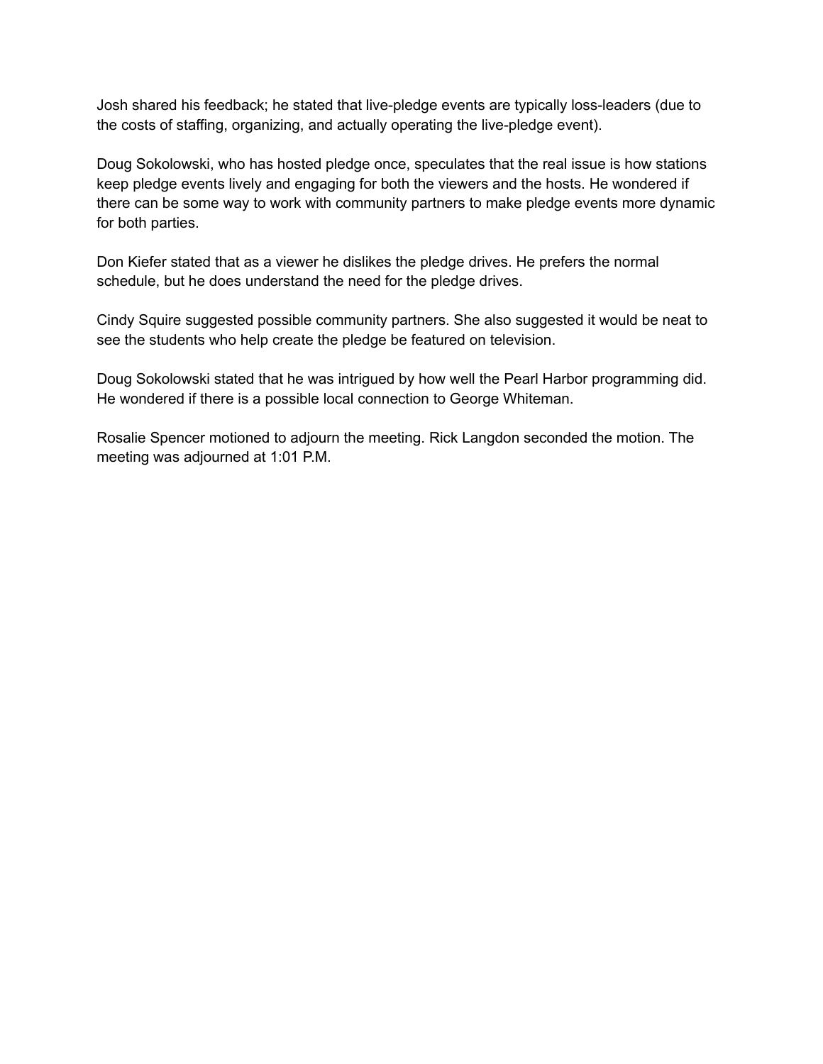Josh shared his feedback; he stated that live-pledge events are typically loss-leaders (due to the costs of staffing, organizing, and actually operating the live-pledge event).

Doug Sokolowski, who has hosted pledge once, speculates that the real issue is how stations keep pledge events lively and engaging for both the viewers and the hosts. He wondered if there can be some way to work with community partners to make pledge events more dynamic for both parties.

Don Kiefer stated that as a viewer he dislikes the pledge drives. He prefers the normal schedule, but he does understand the need for the pledge drives.

Cindy Squire suggested possible community partners. She also suggested it would be neat to see the students who help create the pledge be featured on television.

Doug Sokolowski stated that he was intrigued by how well the Pearl Harbor programming did. He wondered if there is a possible local connection to George Whiteman.

Rosalie Spencer motioned to adjourn the meeting. Rick Langdon seconded the motion. The meeting was adjourned at 1:01 P.M.